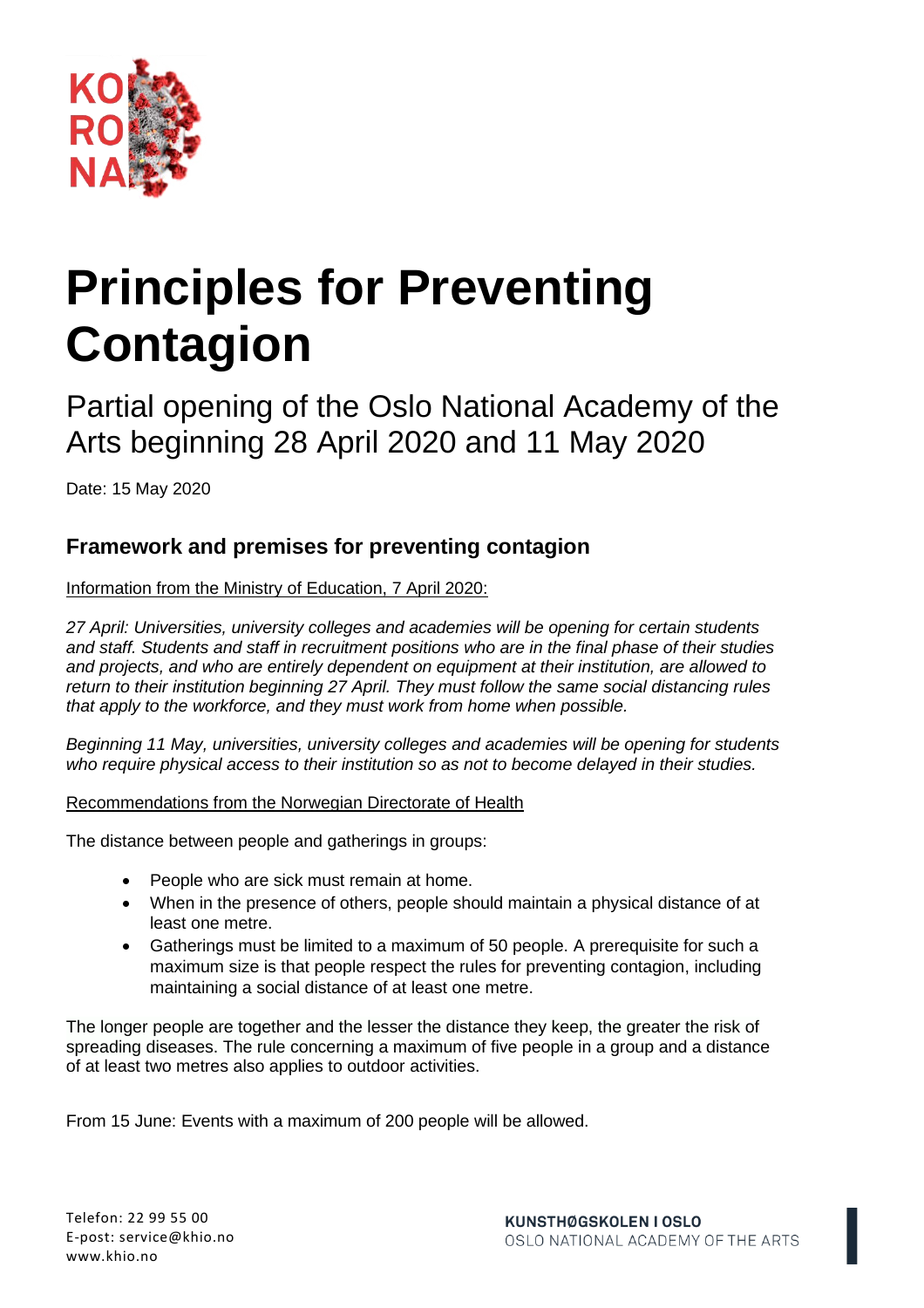# Principles for Preventing Contagion

## Partial opening of the Oslo National Academy of the Arts beginning 28 April 2020 and 11 May 2020

Date: 15 May 2020

### Framework and premises for preventing contagion

Information from the Ministry of Education, 7 April 2020:

*27 April: Universities, university colleges and academies will be opening for certain students and staff. Students and staff in recruitment positions who are in the final phase of their studies and projects, and who are entirely dependent on equipment at their institution, are allowed to return to their institution beginning 27 April. They must follow the same social distancing rules that apply to the workforce, and they must work from home when possible.*

*Beginning 11 May, universities, university colleges and academies will be opening for students who require physical access to their institution so as not to become delayed in their studies.*

Recommendations from the Norwegian Directorate of Health

The distance between people and gatherings in groups:

- People who are sick must remain at home.
- When in the presence of others, people should maintain a physical distance of at least one metre.
- Gatherings must be limited to a maximum of 50 people. A prerequisite for such a maximum size is that people respect the rules for preventing contagion, including maintaining a social distance of at least one metre.

The longer people are together and the lesser the distance they keep, the greater the risk of spreading diseases. The rule concerning a maximum of five people in a group and a distance of at least two metres also applies to outdoor activities.

From 15 June: Events with a maximum of 200 people will be allowed.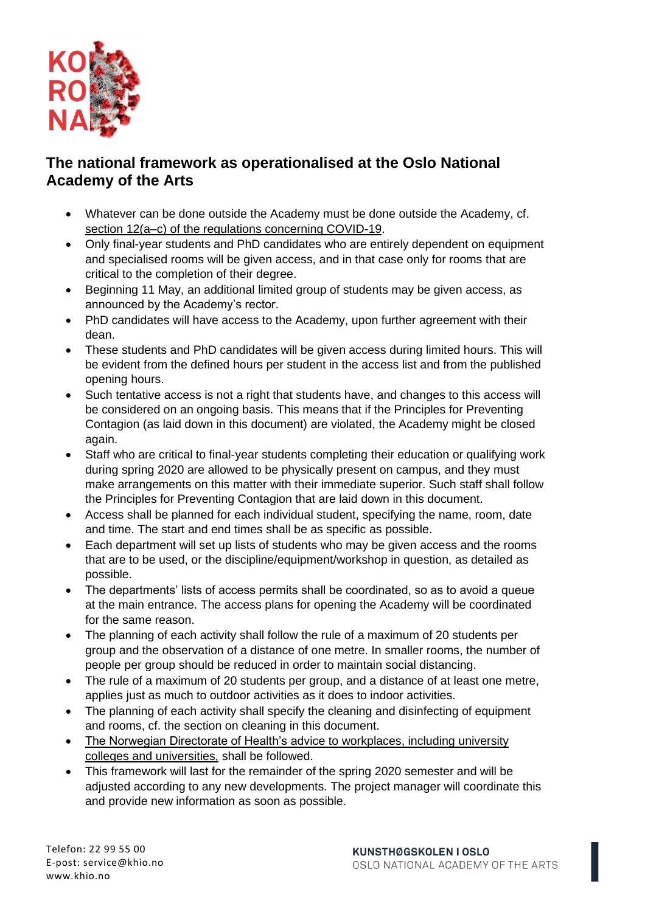## The national framework as operationalised at the Oslo National Academy of the Arts

- Whatever can be done outside the Academy must be done outside the Academy, cf. section 12(a–c) of the regulations concerning COVID-19.
- Only final-year students and PhD candidates who are entirely dependent on equipment and specialised rooms will be given access, and in that case only for rooms that are critical to the completion of their degree.
- Beginning 11 May, an additional limited group of students may be given access, as announced by the Academy's rector.
- PhD candidates will have access to the Academy, upon further agreement with their dean.
- These students and PhD candidates will be given access during limited hours. This will be evident from the defined hours per student in the access list and from the published opening hours.
- Such tentative access is not a right that students have, and changes to this access will be considered on an ongoing basis. This means that if the Principles for Preventing Contagion (as laid down in this document) are violated, the Academy might be closed again.
- Staff who are critical to final-year students completing their education or qualifying work during spring 2020 are allowed to be physically present on campus, and they must make arrangements on this matter with their immediate superior. Such staff shall follow the Principles for Preventing Contagion that are laid down in this document.
- Access shall be planned for each individual student, specifying the name, room, date and time. The start and end times shall be as specific as possible.
- Each department will set up lists of students who may be given access and the rooms that are to be used, or the discipline/equipment/workshop in question, as detailed as possible.
- The departments' lists of access permits shall be coordinated, so as to avoid a queue at the main entrance. The access plans for opening the Academy will be coordinated for the same reason.
- The planning of each activity shall follow the rule of a maximum of 20 students per group and the observation of a distance of one metre. In smaller rooms, the number of people per group should be reduced in order to maintain social distancing.
- The rule of a maximum of 20 students per group, and a distance of at least one metre, applies just as much to outdoor activities as it does to indoor activities.
- The planning of each activity shall specify the cleaning and disinfecting of equipment and rooms, cf. the section on cleaning in this document.
- The Norwegian Directorate of Health's advice to workplaces, including university colleges and universities, shall be followed.
- This framework will last for the remainder of the spring 2020 semester and will be adjusted according to any new developments. The project manager will coordinate this and provide new information as soon as possible.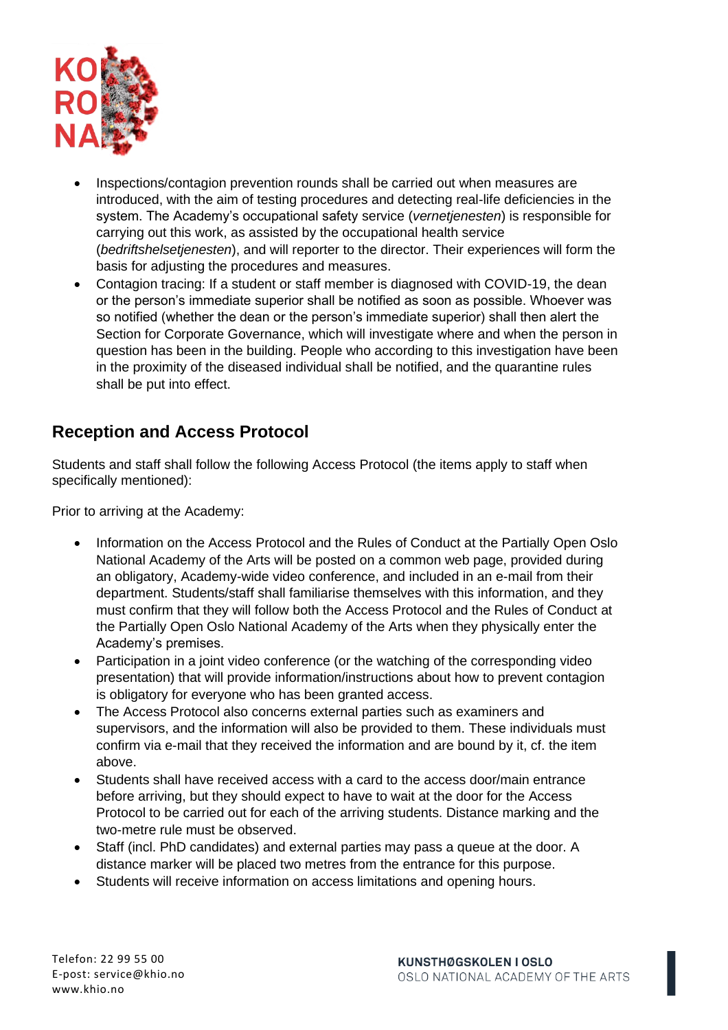- Inspections/contagion prevention rounds shall be carried out when measures are introduced, with the aim of testing procedures and detecting real-life deficiencies in the system. The Academy's occupational safety service (*vernetjenesten*) is responsible for carrying out this work, as assisted by the occupational health service (*bedriftshelsetjenesten*), and will reporter to the director. Their experiences will form the basis for adjusting the procedures and measures.
- Contagion tracing: If a student or staff member is diagnosed with COVID-19, the dean or the person's immediate superior shall be notified as soon as possible. Whoever was so notified (whether the dean or the person's immediate superior) shall then alert the Section for Corporate Governance, which will investigate where and when the person in question has been in the building. People who according to this investigation have been in the proximity of the diseased individual shall be notified, and the quarantine rules shall be put into effect.

## Reception and Access Protocol

Students and staff shall follow the following Access Protocol (the items apply to staff when specifically mentioned):

Prior to arriving at the Academy:

- Information on the Access Protocol and the Rules of Conduct at the Partially Open Oslo National Academy of the Arts will be posted on a common web page, provided during an obligatory, Academy-wide video conference, and included in an e-mail from their department. Students/staff shall familiarise themselves with this information, and they must confirm that they will follow both the Access Protocol and the Rules of Conduct at the Partially Open Oslo National Academy of the Arts when they physically enter the Academy's premises.
- Participation in a joint video conference (or the watching of the corresponding video presentation) that will provide information/instructions about how to prevent contagion is obligatory for everyone who has been granted access.
- The Access Protocol also concerns external parties such as examiners and supervisors, and the information will also be provided to them. These individuals must confirm via e-mail that they received the information and are bound by it, cf. the item above.
- Students shall have received access with a card to the access door/main entrance before arriving, but they should expect to have to wait at the door for the Access Protocol to be carried out for each of the arriving students. Distance marking and the two-metre rule must be observed.
- Staff (incl. PhD candidates) and external parties may pass a queue at the door. A distance marker will be placed two metres from the entrance for this purpose.
- Students will receive information on access limitations and opening hours.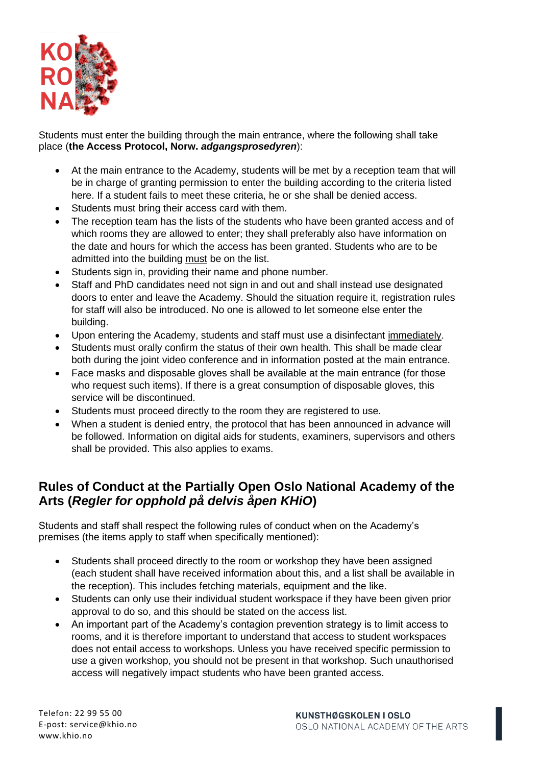Students must enter the building through the main entrance, where the following shall take place (**the Access Protocol, Norw. *adgangsprosedyren***):

- At the main entrance to the Academy, students will be met by a reception team that will be in charge of granting permission to enter the building according to the criteria listed here. If a student fails to meet these criteria, he or she shall be denied access.
- Students must bring their access card with them.
- The reception team has the lists of the students who have been granted access and of which rooms they are allowed to enter; they shall preferably also have information on the date and hours for which the access has been granted. Students who are to be admitted into the building must be on the list.
- Students sign in, providing their name and phone number.
- Staff and PhD candidates need not sign in and out and shall instead use designated doors to enter and leave the Academy. Should the situation require it, registration rules for staff will also be introduced. No one is allowed to let someone else enter the building.
- Upon entering the Academy, students and staff must use a disinfectant immediately.
- Students must orally confirm the status of their own health. This shall be made clear both during the joint video conference and in information posted at the main entrance.
- Face masks and disposable gloves shall be available at the main entrance (for those who request such items). If there is a great consumption of disposable gloves, this service will be discontinued.
- Students must proceed directly to the room they are registered to use.
- When a student is denied entry, the protocol that has been announced in advance will be followed. Information on digital aids for students, examiners, supervisors and others shall be provided. This also applies to exams.

## Rules of Conduct at the Partially Open Oslo National Academy of the Arts (*Regler for opphold på delvis åpen KHiO*)

Students and staff shall respect the following rules of conduct when on the Academy's premises (the items apply to staff when specifically mentioned):

- Students shall proceed directly to the room or workshop they have been assigned (each student shall have received information about this, and a list shall be available in the reception). This includes fetching materials, equipment and the like.
- Students can only use their individual student workspace if they have been given prior approval to do so, and this should be stated on the access list.
- An important part of the Academy's contagion prevention strategy is to limit access to rooms, and it is therefore important to understand that access to student workspaces does not entail access to workshops. Unless you have received specific permission to use a given workshop, you should not be present in that workshop. Such unauthorised access will negatively impact students who have been granted access.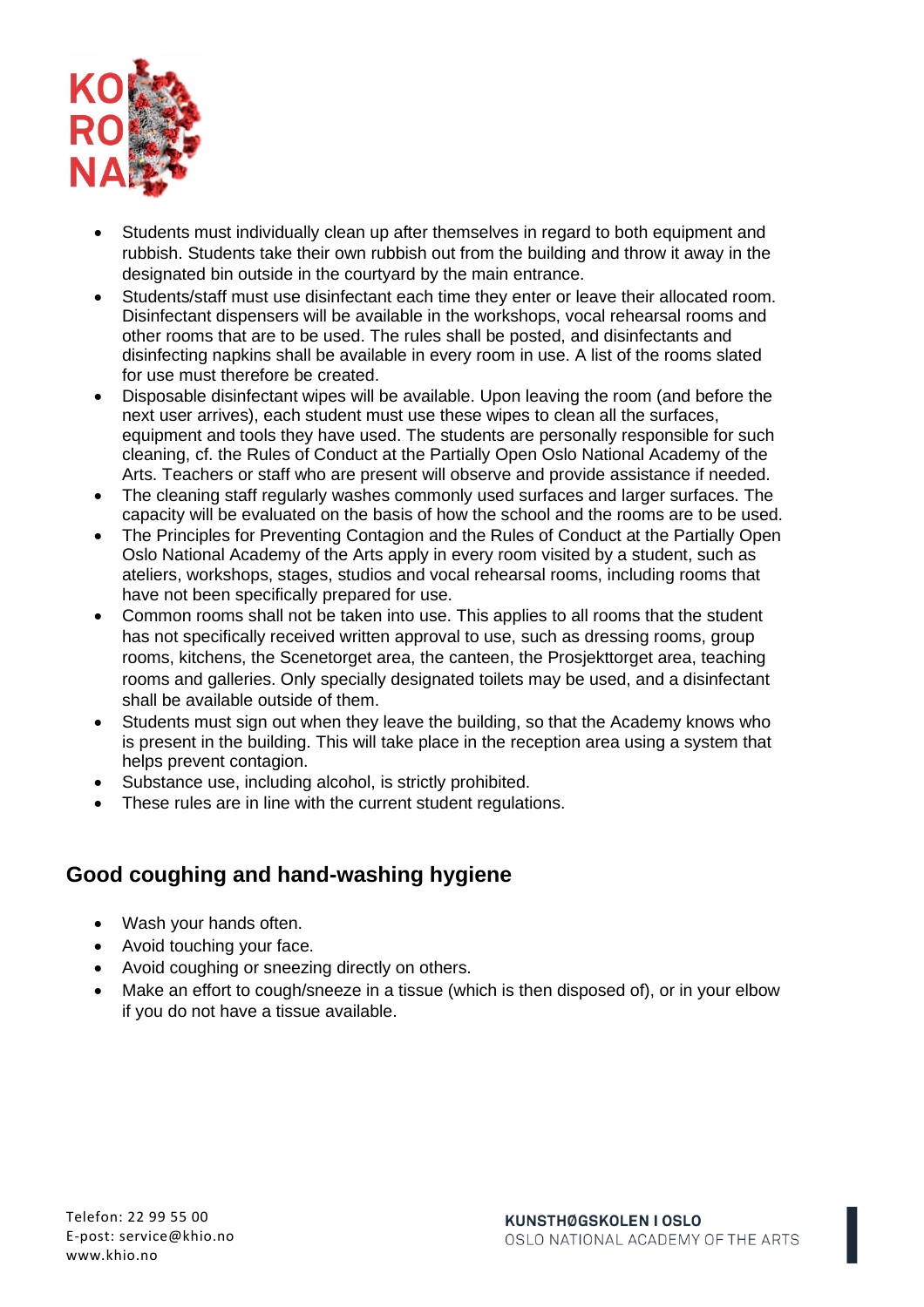- Students must individually clean up after themselves in regard to both equipment and rubbish. Students take their own rubbish out from the building and throw it away in the designated bin outside in the courtyard by the main entrance.
- Students/staff must use disinfectant each time they enter or leave their allocated room. Disinfectant dispensers will be available in the workshops, vocal rehearsal rooms and other rooms that are to be used. The rules shall be posted, and disinfectants and disinfecting napkins shall be available in every room in use. A list of the rooms slated for use must therefore be created.
- Disposable disinfectant wipes will be available. Upon leaving the room (and before the next user arrives), each student must use these wipes to clean all the surfaces, equipment and tools they have used. The students are personally responsible for such cleaning, cf. the Rules of Conduct at the Partially Open Oslo National Academy of the Arts. Teachers or staff who are present will observe and provide assistance if needed.
- The cleaning staff regularly washes commonly used surfaces and larger surfaces. The capacity will be evaluated on the basis of how the school and the rooms are to be used.
- The Principles for Preventing Contagion and the Rules of Conduct at the Partially Open Oslo National Academy of the Arts apply in every room visited by a student, such as ateliers, workshops, stages, studios and vocal rehearsal rooms, including rooms that have not been specifically prepared for use.
- Common rooms shall not be taken into use. This applies to all rooms that the student has not specifically received written approval to use, such as dressing rooms, group rooms, kitchens, the Scenetorget area, the canteen, the Prosjekttorget area, teaching rooms and galleries. Only specially designated toilets may be used, and a disinfectant shall be available outside of them.
- Students must sign out when they leave the building, so that the Academy knows who is present in the building. This will take place in the reception area using a system that helps prevent contagion.
- Substance use, including alcohol, is strictly prohibited.
- These rules are in line with the current student regulations.

## Good coughing and hand-washing hygiene

- Wash your hands often.
- Avoid touching your face.
- Avoid coughing or sneezing directly on others.
- Make an effort to cough/sneeze in a tissue (which is then disposed of), or in your elbow if you do not have a tissue available.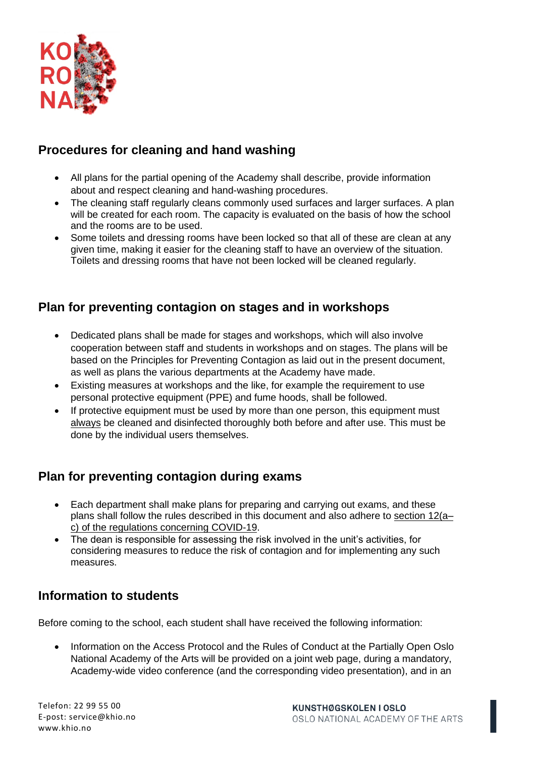## Procedures for cleaning and hand washing

- All plans for the partial opening of the Academy shall describe, provide information about and respect cleaning and hand-washing procedures.
- The cleaning staff regularly cleans commonly used surfaces and larger surfaces. A plan will be created for each room. The capacity is evaluated on the basis of how the school and the rooms are to be used.
- Some toilets and dressing rooms have been locked so that all of these are clean at any given time, making it easier for the cleaning staff to have an overview of the situation. Toilets and dressing rooms that have not been locked will be cleaned regularly.

## Plan for preventing contagion on stages and in workshops

- Dedicated plans shall be made for stages and workshops, which will also involve cooperation between staff and students in workshops and on stages. The plans will be based on the Principles for Preventing Contagion as laid out in the present document, as well as plans the various departments at the Academy have made.
- Existing measures at workshops and the like, for example the requirement to use personal protective equipment (PPE) and fume hoods, shall be followed.
- If protective equipment must be used by more than one person, this equipment must always be cleaned and disinfected thoroughly both before and after use. This must be done by the individual users themselves.

## Plan for preventing contagion during exams

- Each department shall make plans for preparing and carrying out exams, and these plans shall follow the rules described in this document and also adhere to section 12(a–c) of the regulations concerning COVID-19.
- The dean is responsible for assessing the risk involved in the unit's activities, for considering measures to reduce the risk of contagion and for implementing any such measures.

## Information to students

Before coming to the school, each student shall have received the following information:

- Information on the Access Protocol and the Rules of Conduct at the Partially Open Oslo National Academy of the Arts will be provided on a joint web page, during a mandatory, Academy-wide video conference (and the corresponding video presentation), and in an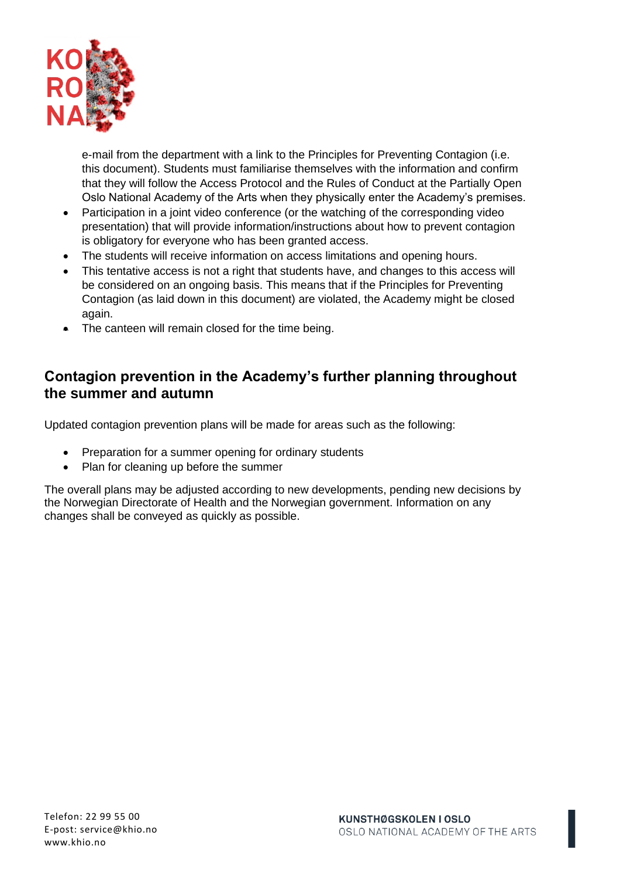e-mail from the department with a link to the Principles for Preventing Contagion (i.e. this document). Students must familiarise themselves with the information and confirm that they will follow the Access Protocol and the Rules of Conduct at the Partially Open Oslo National Academy of the Arts when they physically enter the Academy's premises.

- Participation in a joint video conference (or the watching of the corresponding video presentation) that will provide information/instructions about how to prevent contagion is obligatory for everyone who has been granted access.
- The students will receive information on access limitations and opening hours.
- This tentative access is not a right that students have, and changes to this access will be considered on an ongoing basis. This means that if the Principles for Preventing Contagion (as laid down in this document) are violated, the Academy might be closed again.
- The canteen will remain closed for the time being.

## Contagion prevention in the Academy's further planning throughout the summer and autumn

Updated contagion prevention plans will be made for areas such as the following:

- Preparation for a summer opening for ordinary students
- Plan for cleaning up before the summer

The overall plans may be adjusted according to new developments, pending new decisions by the Norwegian Directorate of Health and the Norwegian government. Information on any changes shall be conveyed as quickly as possible.